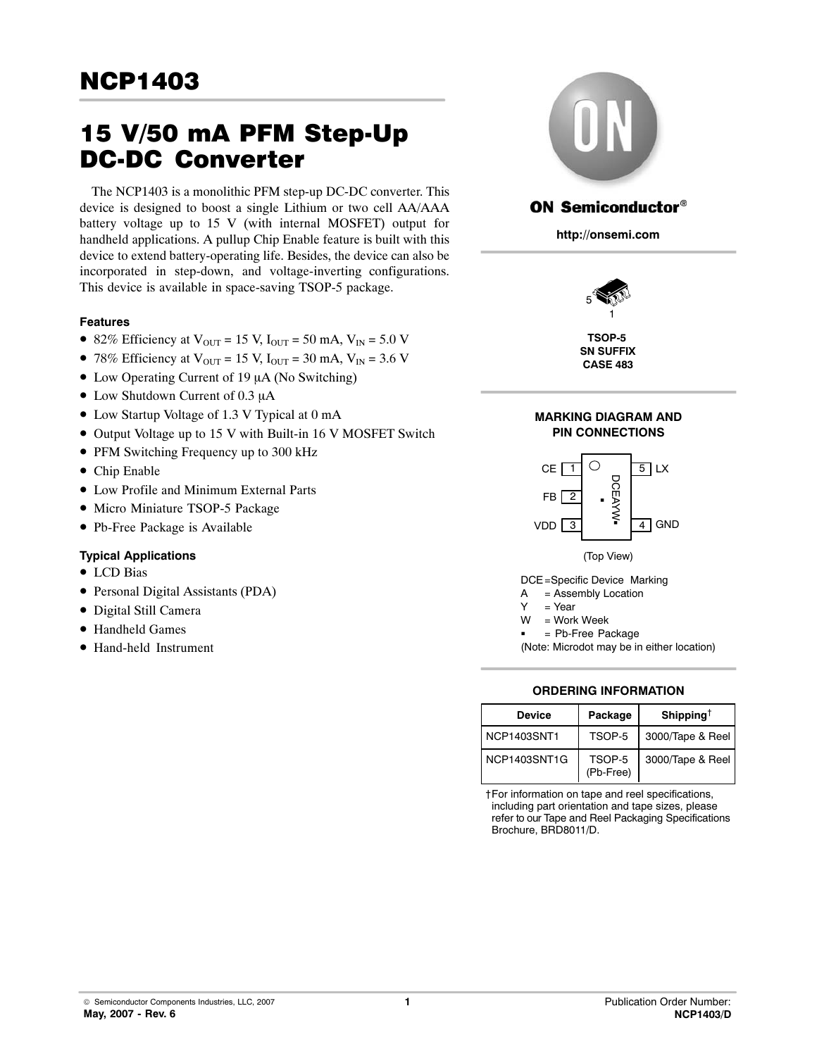# NCP1403

## 15 V/50 mA PFM Step-Up DC-DC Converter

The NCP1403 is a monolithic PFM step-up DC-DC converter. This device is designed to boost a single Lithium or two cell AA/AAA battery voltage up to 15 V (with internal MOSFET) output for handheld applications. A pullup Chip Enable feature is built with this device to extend battery-operating life. Besides, the device can also be incorporated in step-down, and voltage-inverting configurations. This device is available in space-saving TSOP-5 package.

### Features

- 82% Efficiency at $V_{OUT}$ = 15 V, $I_{OUT}$ = 50 mA, $V_{IN}$ = 5.0 V
- 78% Efficiency at $V_{OUT}$ = 15 V, $I_{OUT}$ = 30 mA, $V_{IN}$ = 3.6 V
- Low Operating Current of 19 μA (No Switching)
- Low Shutdown Current of 0.3 μA
- Low Startup Voltage of 1.3 V Typical at 0 mA
- Output Voltage up to 15 V with Built-in 16 V MOSFET Switch
- PFM Switching Frequency up to 300 kHz
- Chip Enable
- Low Profile and Minimum External Parts
- Micro Miniature TSOP-5 Package
- Pb-Free Package is Available

### Typical Applications

- LCD Bias
- Personal Digital Assistants (PDA)
- Digital Still Camera
- Handheld Games
- Hand-held Instrument

ON Semiconductor®

http://onsemi.com

TSOP-5
SN SUFFIX
CASE 483

### MARKING DIAGRAM AND PIN CONNECTIONS

CE 1, FB 2, VDD 3, GND 4, LX 5

DCEAYW▪

(Top View)

DCE = Specific Device Marking
A = Assembly Location
Y = Year
W = Work Week
▪ = Pb-Free Package
(Note: Microdot may be in either location)

### ORDERING INFORMATION

| Device | Package | Shipping† |
|---|---|---|
| NCP1403SNT1 | TSOP-5 | 3000/Tape & Reel |
| NCP1403SNT1G | TSOP-5 (Pb-Free) | 3000/Tape & Reel |

†For information on tape and reel specifications, including part orientation and tape sizes, please refer to our Tape and Reel Packaging Specifications Brochure, BRD8011/D.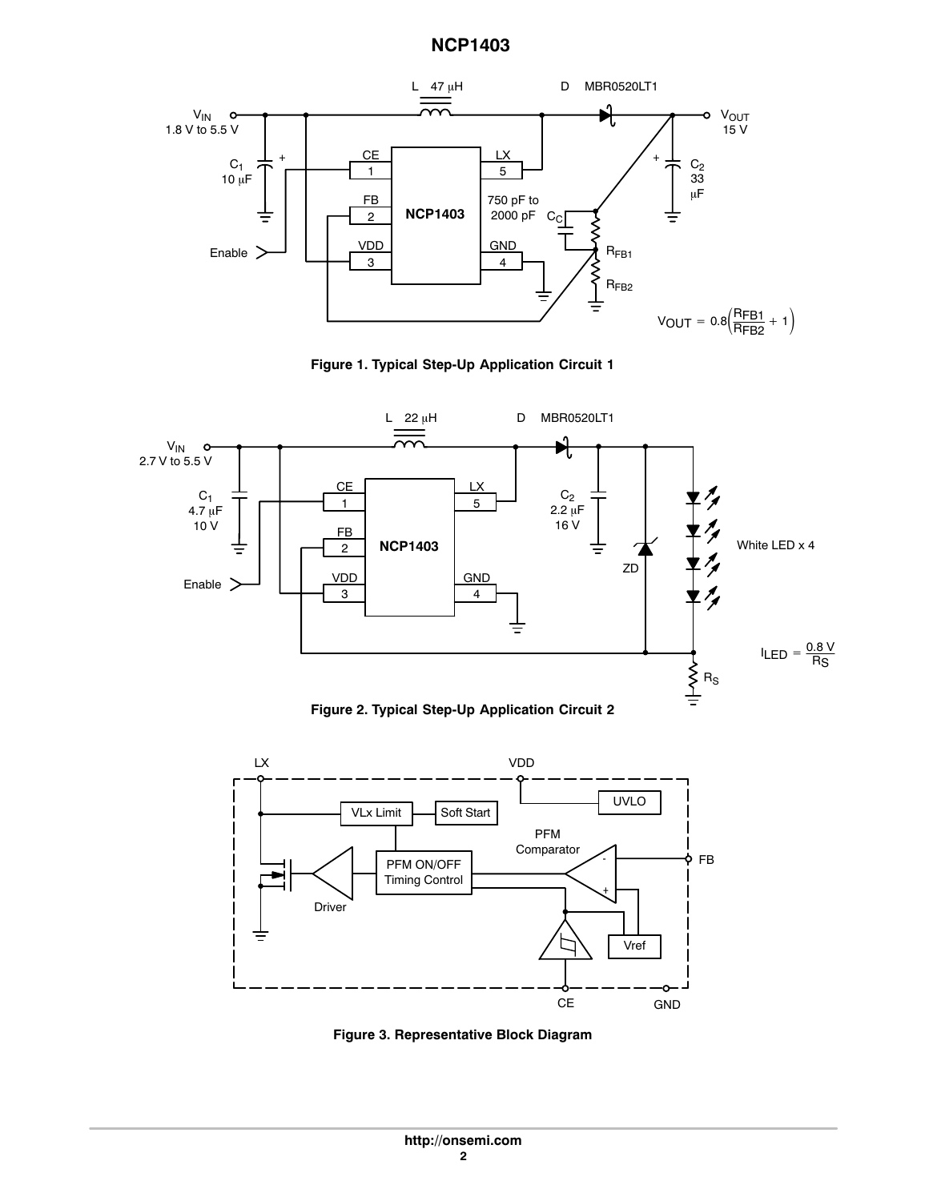Figure 1. Typical Step-Up Application Circuit 1

$$V_{OUT} = 0.8\left(\frac{R_{FB1}}{R_{FB2}} + 1\right)$$

Figure 2. Typical Step-Up Application Circuit 2

$$I_{LED} = \frac{0.8\ V}{R_S}$$

Figure 3. Representative Block Diagram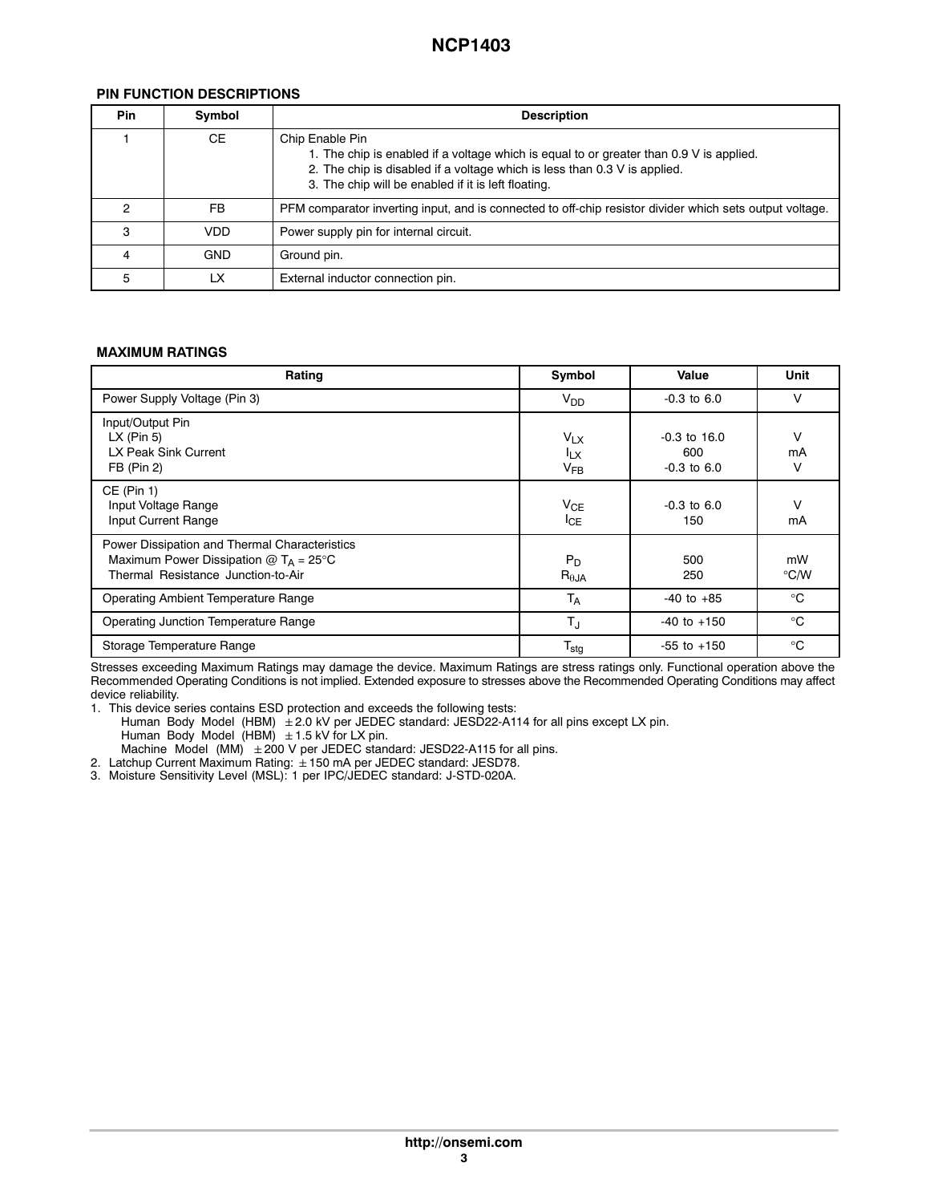### PIN FUNCTION DESCRIPTIONS

| Pin | Symbol | Description |
|---|---|---|
| 1 | CE | Chip Enable Pin<br>1. The chip is enabled if a voltage which is equal to or greater than 0.9 V is applied.<br>2. The chip is disabled if a voltage which is less than 0.3 V is applied.<br>3. The chip will be enabled if it is left floating. |
| 2 | FB | PFM comparator inverting input, and is connected to off-chip resistor divider which sets output voltage. |
| 3 | VDD | Power supply pin for internal circuit. |
| 4 | GND | Ground pin. |
| 5 | LX | External inductor connection pin. |

### MAXIMUM RATINGS

| Rating | Symbol | Value | Unit |
|---|---|---|---|
| Power Supply Voltage (Pin 3) | $V_{DD}$ | -0.3 to 6.0 | V |
| Input/Output Pin<br>LX (Pin 5)<br>LX Peak Sink Current<br>FB (Pin 2) | <br>$V_{LX}$<br>$I_{LX}$<br>$V_{FB}$ | <br>-0.3 to 16.0<br>600<br>-0.3 to 6.0 | <br>V<br>mA<br>V |
| CE (Pin 1)<br>Input Voltage Range<br>Input Current Range | <br>$V_{CE}$<br>$I_{CE}$ | <br>-0.3 to 6.0<br>150 | <br>V<br>mA |
| Power Dissipation and Thermal Characteristics<br>Maximum Power Dissipation @ $T_A$ = 25°C<br>Thermal Resistance Junction-to-Air | <br>$P_D$<br>$R_{\theta JA}$ | <br>500<br>250 | <br>mW<br>°C/W |
| Operating Ambient Temperature Range | $T_A$ | -40 to +85 | °C |
| Operating Junction Temperature Range | $T_J$ | -40 to +150 | °C |
| Storage Temperature Range | $T_{stg}$ | -55 to +150 | °C |

Stresses exceeding Maximum Ratings may damage the device. Maximum Ratings are stress ratings only. Functional operation above the Recommended Operating Conditions is not implied. Extended exposure to stresses above the Recommended Operating Conditions may affect device reliability.

1. This device series contains ESD protection and exceeds the following tests:
   Human Body Model (HBM) ±2.0 kV per JEDEC standard: JESD22-A114 for all pins except LX pin.
   Human Body Model (HBM) ±1.5 kV for LX pin.
   Machine Model (MM) ±200 V per JEDEC standard: JESD22-A115 for all pins.
2. Latchup Current Maximum Rating: ±150 mA per JEDEC standard: JESD78.
3. Moisture Sensitivity Level (MSL): 1 per IPC/JEDEC standard: J-STD-020A.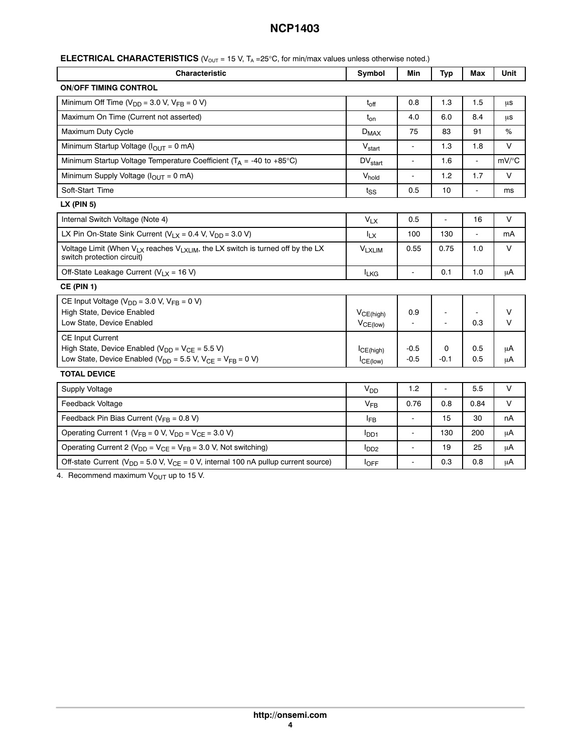**ELECTRICAL CHARACTERISTICS** ($V_{OUT}$ = 15 V, $T_A$ =25°C, for min/max values unless otherwise noted.)

| Characteristic | Symbol | Min | Typ | Max | Unit |
|---|---|---|---|---|---|
| **ON/OFF TIMING CONTROL** | | | | | |
| Minimum Off Time ($V_{DD}$ = 3.0 V, $V_{FB}$ = 0 V) | $t_{off}$ | 0.8 | 1.3 | 1.5 | μs |
| Maximum On Time (Current not asserted) | $t_{on}$ | 4.0 | 6.0 | 8.4 | μs |
| Maximum Duty Cycle | $D_{MAX}$ | 75 | 83 | 91 | % |
| Minimum Startup Voltage ($I_{OUT}$ = 0 mA) | $V_{start}$ | - | 1.3 | 1.8 | V |
| Minimum Startup Voltage Temperature Coefficient ($T_A$ = -40 to +85°C) | $DV_{start}$ | - | 1.6 | - | mV/°C |
| Minimum Supply Voltage ($I_{OUT}$ = 0 mA) | $V_{hold}$ | - | 1.2 | 1.7 | V |
| Soft-Start Time | $t_{SS}$ | 0.5 | 10 | - | ms |
| **LX (PIN 5)** | | | | | |
| Internal Switch Voltage (Note 4) | $V_{LX}$ | 0.5 | - | 16 | V |
| LX Pin On-State Sink Current ($V_{LX}$ = 0.4 V, $V_{DD}$ = 3.0 V) | $I_{LX}$ | 100 | 130 | - | mA |
| Voltage Limit (When $V_{LX}$ reaches $V_{LXLIM}$, the LX switch is turned off by the LX switch protection circuit) | $V_{LXLIM}$ | 0.55 | 0.75 | 1.0 | V |
| Off-State Leakage Current ($V_{LX}$ = 16 V) | $I_{LKG}$ | - | 0.1 | 1.0 | μA |
| **CE (PIN 1)** | | | | | |
| CE Input Voltage ($V_{DD}$ = 3.0 V, $V_{FB}$ = 0 V) | | | | | |
| High State, Device Enabled | $V_{CE(high)}$ | 0.9 | - | - | V |
| Low State, Device Enabled | $V_{CE(low)}$ | - | - | 0.3 | V |
| CE Input Current | | | | | |
| High State, Device Enabled ($V_{DD}$ = $V_{CE}$ = 5.5 V) | $I_{CE(high)}$ | -0.5 | 0 | 0.5 | μA |
| Low State, Device Enabled ($V_{DD}$ = 5.5 V, $V_{CE}$ = $V_{FB}$ = 0 V) | $I_{CE(low)}$ | -0.5 | -0.1 | 0.5 | μA |
| **TOTAL DEVICE** | | | | | |
| Supply Voltage | $V_{DD}$ | 1.2 | - | 5.5 | V |
| Feedback Voltage | $V_{FB}$ | 0.76 | 0.8 | 0.84 | V |
| Feedback Pin Bias Current ($V_{FB}$ = 0.8 V) | $I_{FB}$ | - | 15 | 30 | nA |
| Operating Current 1 ($V_{FB}$ = 0 V, $V_{DD}$ = $V_{CE}$ = 3.0 V) | $I_{DD1}$ | - | 130 | 200 | μA |
| Operating Current 2 ($V_{DD}$ = $V_{CE}$ = $V_{FB}$ = 3.0 V, Not switching) | $I_{DD2}$ | - | 19 | 25 | μA |
| Off-state Current ($V_{DD}$ = 5.0 V, $V_{CE}$ = 0 V, internal 100 nA pullup current source) | $I_{OFF}$ | - | 0.3 | 0.8 | μA |

4. Recommend maximum $V_{OUT}$ up to 15 V.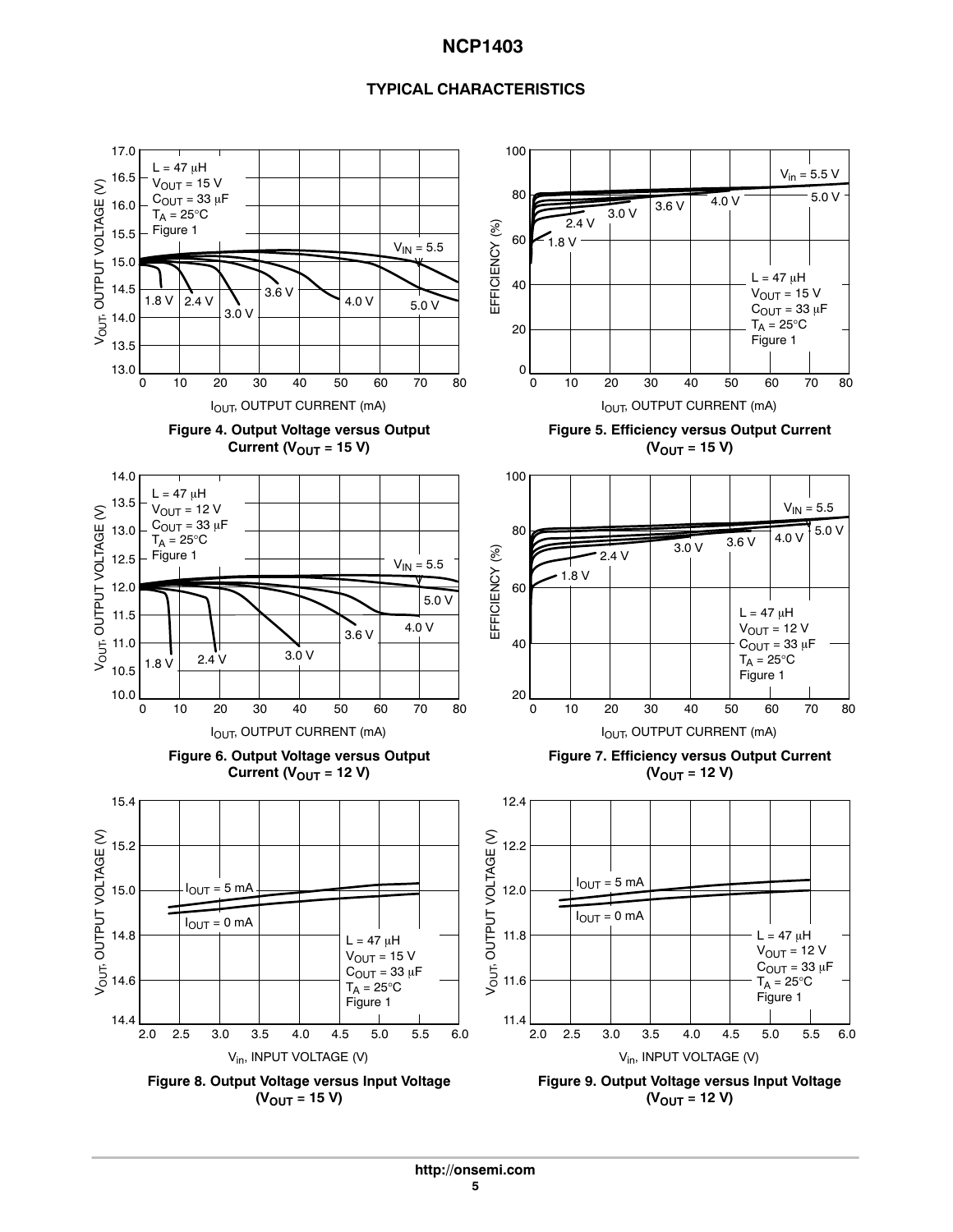## TYPICAL CHARACTERISTICS

Figure 4. Output Voltage versus Output Current ($V_{OUT}$ = 15 V)

Figure 5. Efficiency versus Output Current ($V_{OUT}$ = 15 V)

Figure 6. Output Voltage versus Output Current ($V_{OUT}$ = 12 V)

Figure 7. Efficiency versus Output Current ($V_{OUT}$ = 12 V)

Figure 8. Output Voltage versus Input Voltage ($V_{OUT}$ = 15 V)

Figure 9. Output Voltage versus Input Voltage ($V_{OUT}$ = 12 V)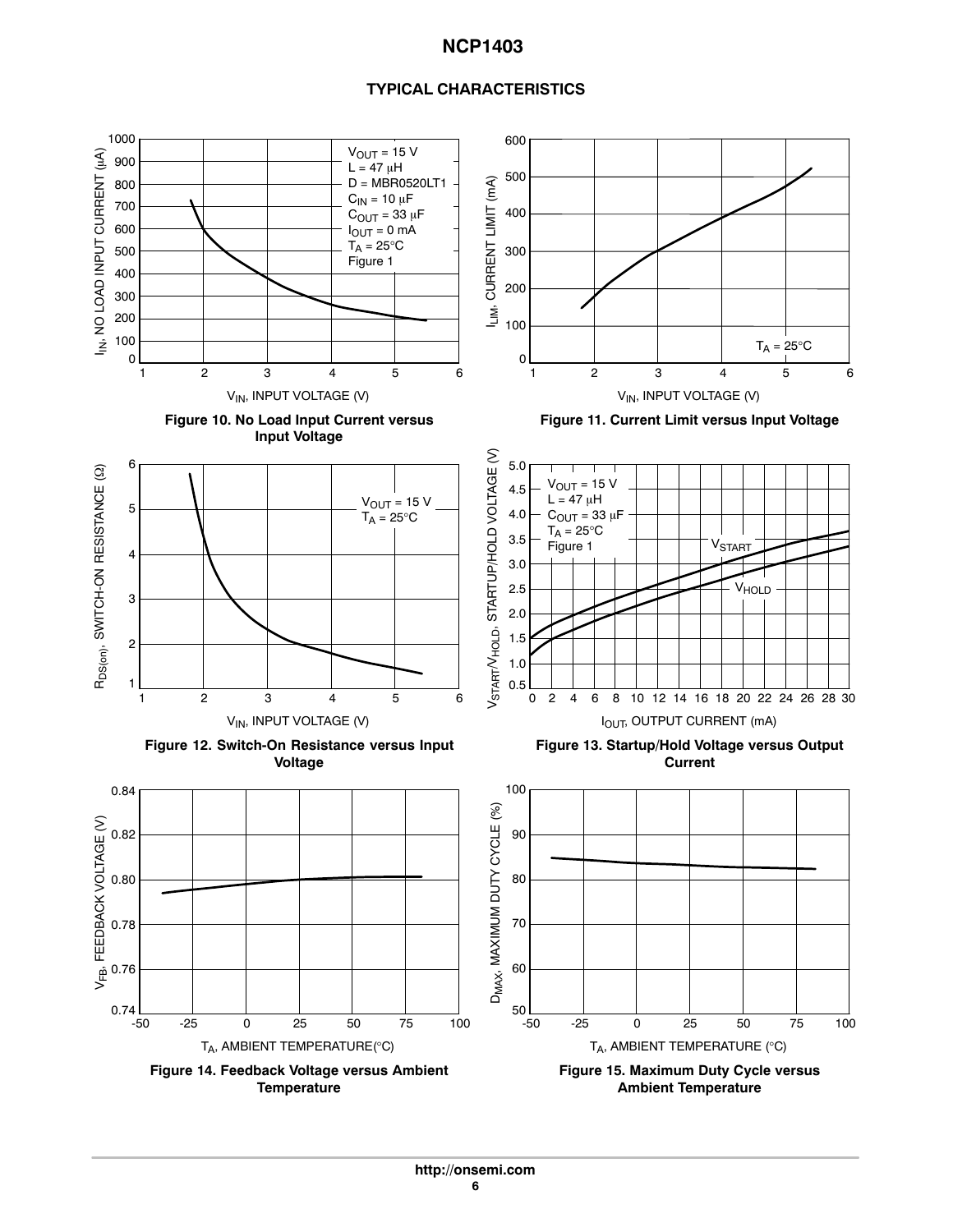## TYPICAL CHARACTERISTICS

Figure 10. No Load Input Current versus Input Voltage

Figure 11. Current Limit versus Input Voltage

Figure 12. Switch-On Resistance versus Input Voltage

Figure 13. Startup/Hold Voltage versus Output Current

Figure 14. Feedback Voltage versus Ambient Temperature

Figure 15. Maximum Duty Cycle versus Ambient Temperature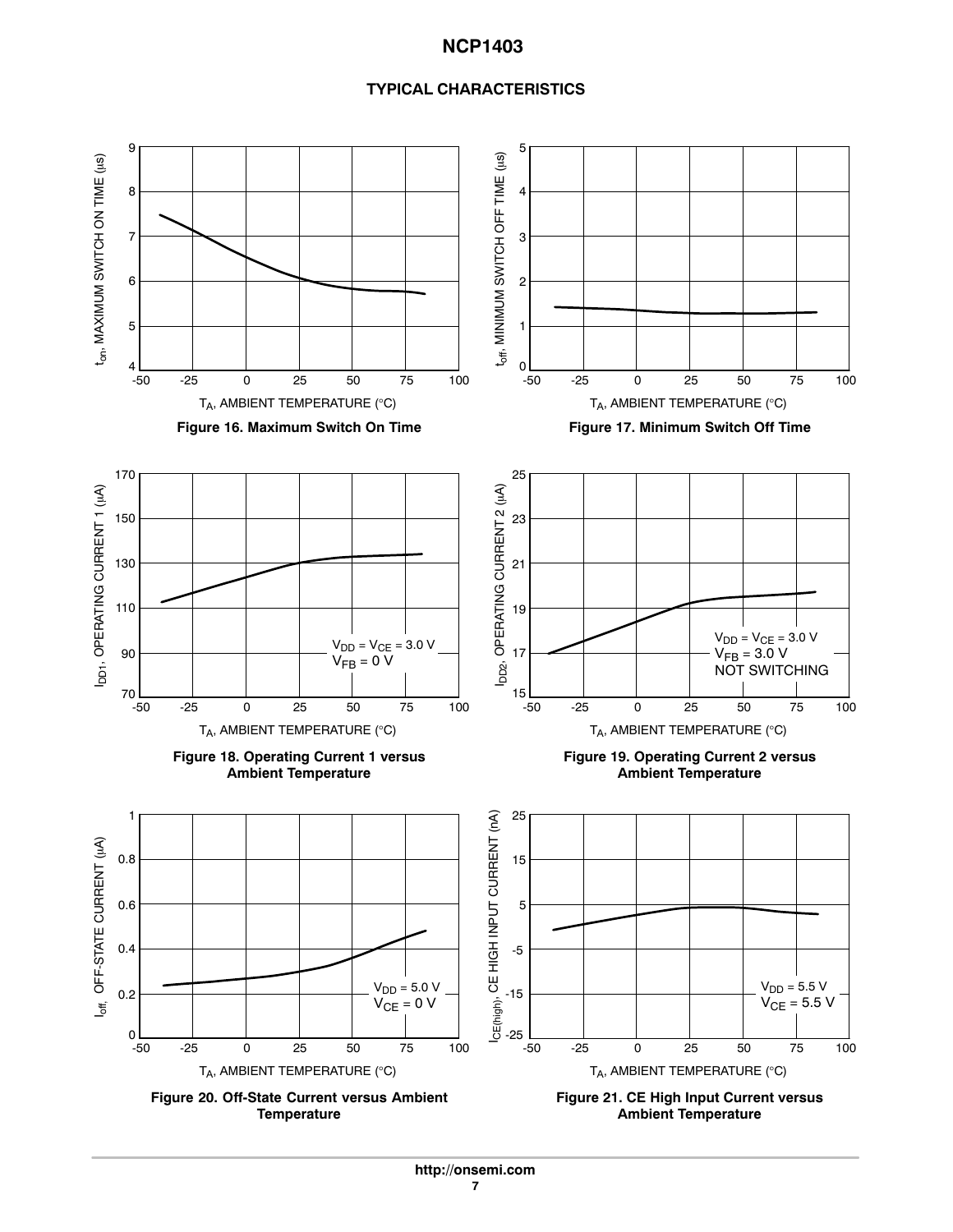## TYPICAL CHARACTERISTICS

Figure 16. Maximum Switch On Time

Figure 17. Minimum Switch Off Time

Figure 18. Operating Current 1 versus Ambient Temperature

Figure 19. Operating Current 2 versus Ambient Temperature

Figure 20. Off-State Current versus Ambient Temperature

Figure 21. CE High Input Current versus Ambient Temperature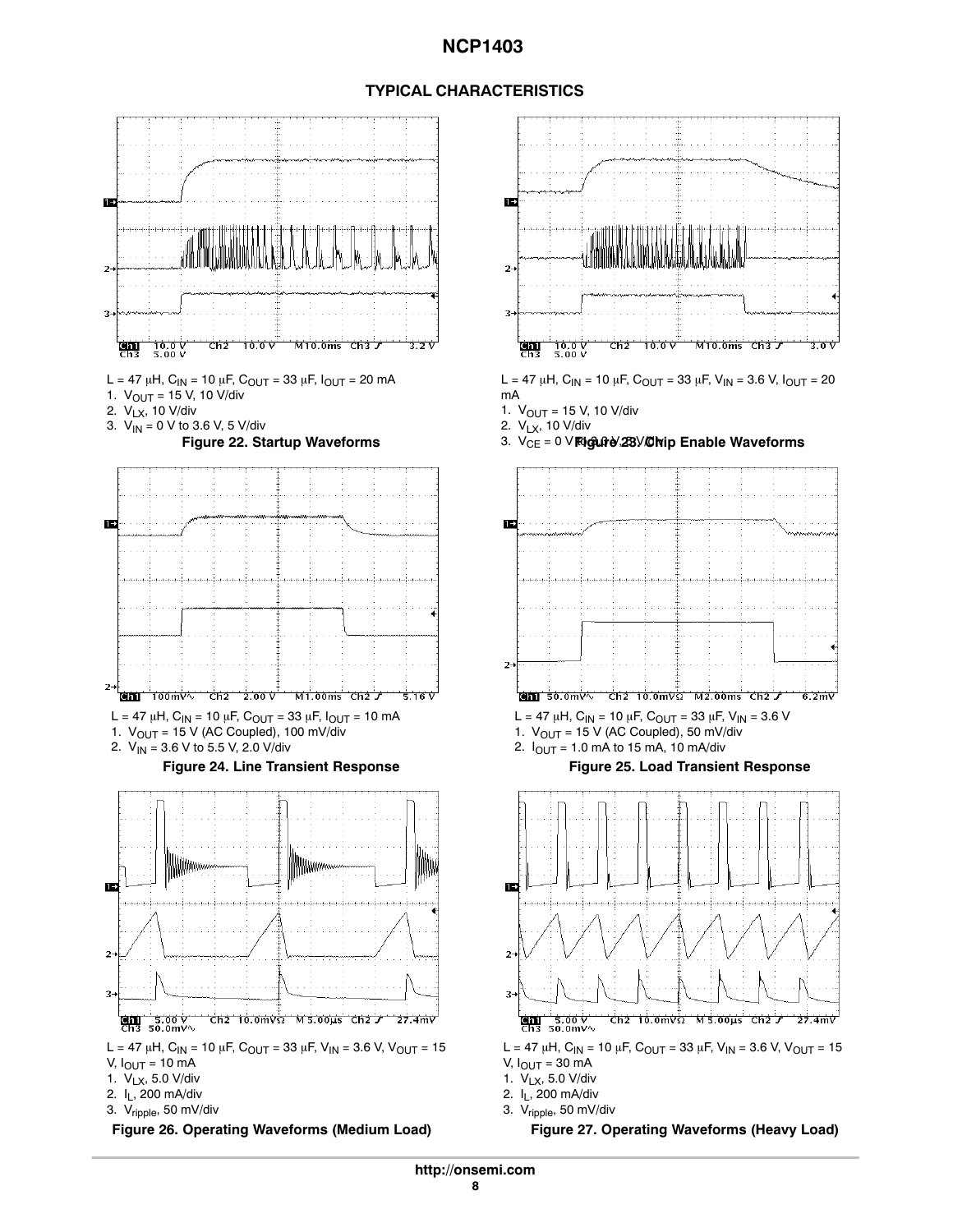## TYPICAL CHARACTERISTICS

L = 47 μH, $C_{IN}$ = 10 μF, $C_{OUT}$ = 33 μF, $I_{OUT}$ = 20 mA

1. $V_{OUT}$ = 15 V, 10 V/div
2. $V_{LX}$, 10 V/div
3. $V_{IN}$ = 0 V to 3.6 V, 5 V/div

**Figure 22. Startup Waveforms**

L = 47 μH, $C_{IN}$ = 10 μF, $C_{OUT}$ = 33 μF, $V_{IN}$ = 3.6 V, $I_{OUT}$ = 20 mA

1. $V_{OUT}$ = 15 V, 10 V/div
2. $V_{LX}$, 10 V/div
3. $V_{CE}$ = 0 V to 3.0 V, 5 V/div

**Figure 23. Chip Enable Waveforms**

L = 47 μH, $C_{IN}$ = 10 μF, $C_{OUT}$ = 33 μF, $I_{OUT}$ = 10 mA

1. $V_{OUT}$ = 15 V (AC Coupled), 100 mV/div
2. $V_{IN}$ = 3.6 V to 5.5 V, 2.0 V/div

**Figure 24. Line Transient Response**

L = 47 μH, $C_{IN}$ = 10 μF, $C_{OUT}$ = 33 μF, $V_{IN}$ = 3.6 V

1. $V_{OUT}$ = 15 V (AC Coupled), 50 mV/div
2. $I_{OUT}$ = 1.0 mA to 15 mA, 10 mA/div

**Figure 25. Load Transient Response**

L = 47 μH, $C_{IN}$ = 10 μF, $C_{OUT}$ = 33 μF, $V_{IN}$ = 3.6 V, $V_{OUT}$ = 15 V, $I_{OUT}$ = 10 mA

1. $V_{LX}$, 5.0 V/div
2. $I_L$, 200 mA/div
3. $V_{ripple}$, 50 mV/div

**Figure 26. Operating Waveforms (Medium Load)**

L = 47 μH, $C_{IN}$ = 10 μF, $C_{OUT}$ = 33 μF, $V_{IN}$ = 3.6 V, $V_{OUT}$ = 15 V, $I_{OUT}$ = 30 mA

1. $V_{LX}$, 5.0 V/div
2. $I_L$, 200 mA/div
3. $V_{ripple}$, 50 mV/div

**Figure 27. Operating Waveforms (Heavy Load)**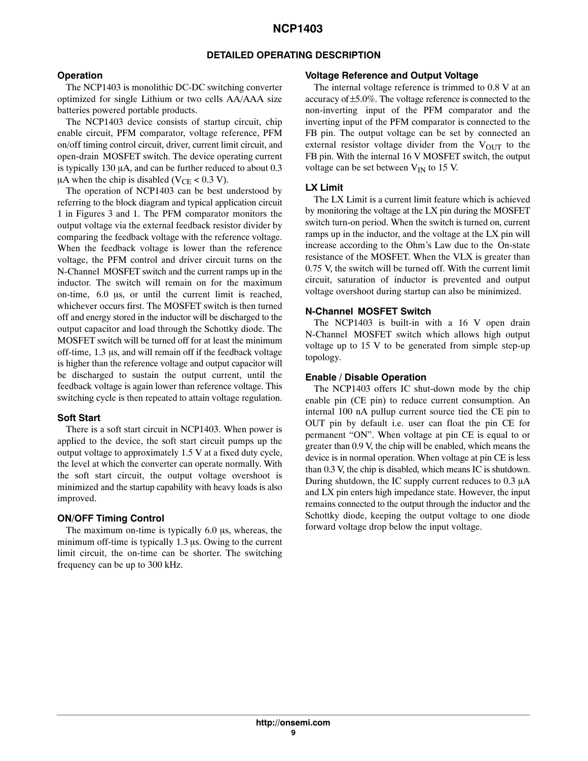## DETAILED OPERATING DESCRIPTION

### Operation

The NCP1403 is monolithic DC-DC switching converter optimized for single Lithium or two cells AA/AAA size batteries powered portable products.

The NCP1403 device consists of startup circuit, chip enable circuit, PFM comparator, voltage reference, PFM on/off timing control circuit, driver, current limit circuit, and open-drain MOSFET switch. The device operating current is typically 130 μA, and can be further reduced to about 0.3 μA when the chip is disabled ($V_{CE}$ < 0.3 V).

The operation of NCP1403 can be best understood by referring to the block diagram and typical application circuit 1 in Figures 3 and 1. The PFM comparator monitors the output voltage via the external feedback resistor divider by comparing the feedback voltage with the reference voltage. When the feedback voltage is lower than the reference voltage, the PFM control and driver circuit turns on the N-Channel MOSFET switch and the current ramps up in the inductor. The switch will remain on for the maximum on-time, 6.0 μs, or until the current limit is reached, whichever occurs first. The MOSFET switch is then turned off and energy stored in the inductor will be discharged to the output capacitor and load through the Schottky diode. The MOSFET switch will be turned off for at least the minimum off-time, 1.3 μs, and will remain off if the feedback voltage is higher than the reference voltage and output capacitor will be discharged to sustain the output current, until the feedback voltage is again lower than reference voltage. This switching cycle is then repeated to attain voltage regulation.

### Soft Start

There is a soft start circuit in NCP1403. When power is applied to the device, the soft start circuit pumps up the output voltage to approximately 1.5 V at a fixed duty cycle, the level at which the converter can operate normally. With the soft start circuit, the output voltage overshoot is minimized and the startup capability with heavy loads is also improved.

### ON/OFF Timing Control

The maximum on-time is typically 6.0 μs, whereas, the minimum off-time is typically 1.3 μs. Owing to the current limit circuit, the on-time can be shorter. The switching frequency can be up to 300 kHz.

### Voltage Reference and Output Voltage

The internal voltage reference is trimmed to 0.8 V at an accuracy of ±5.0%. The voltage reference is connected to the non-inverting input of the PFM comparator and the inverting input of the PFM comparator is connected to the FB pin. The output voltage can be set by connected an external resistor voltage divider from the $V_{OUT}$ to the FB pin. With the internal 16 V MOSFET switch, the output voltage can be set between $V_{IN}$ to 15 V.

### LX Limit

The LX Limit is a current limit feature which is achieved by monitoring the voltage at the LX pin during the MOSFET switch turn-on period. When the switch is turned on, current ramps up in the inductor, and the voltage at the LX pin will increase according to the Ohm's Law due to the On-state resistance of the MOSFET. When the VLX is greater than 0.75 V, the switch will be turned off. With the current limit circuit, saturation of inductor is prevented and output voltage overshoot during startup can also be minimized.

### N-Channel MOSFET Switch

The NCP1403 is built-in with a 16 V open drain N-Channel MOSFET switch which allows high output voltage up to 15 V to be generated from simple step-up topology.

### Enable / Disable Operation

The NCP1403 offers IC shut-down mode by the chip enable pin (CE pin) to reduce current consumption. An internal 100 nA pullup current source tied the CE pin to OUT pin by default i.e. user can float the pin CE for permanent "ON". When voltage at pin CE is equal to or greater than 0.9 V, the chip will be enabled, which means the device is in normal operation. When voltage at pin CE is less than 0.3 V, the chip is disabled, which means IC is shutdown. During shutdown, the IC supply current reduces to 0.3 μA and LX pin enters high impedance state. However, the input remains connected to the output through the inductor and the Schottky diode, keeping the output voltage to one diode forward voltage drop below the input voltage.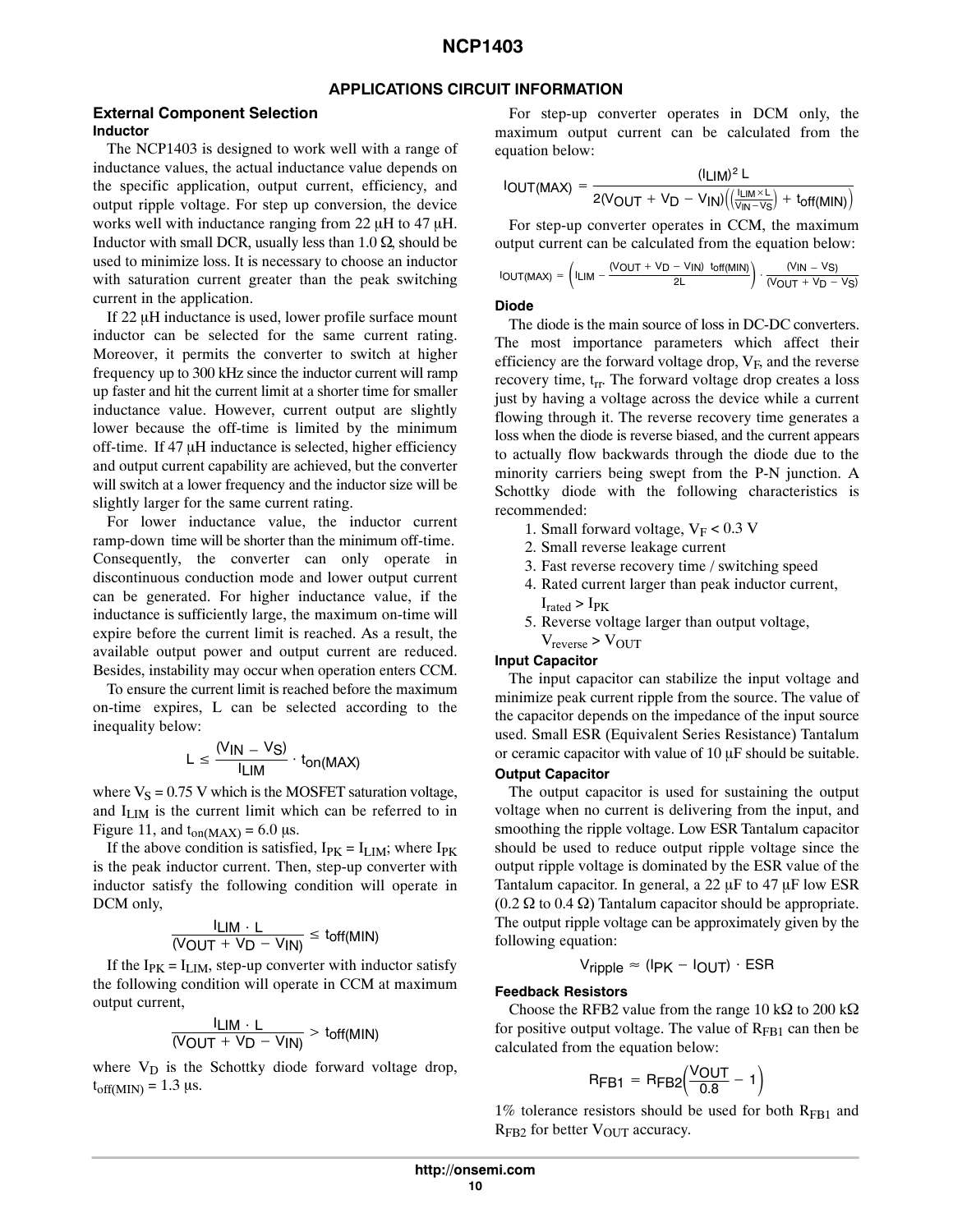## APPLICATIONS CIRCUIT INFORMATION

### External Component Selection

#### Inductor

The NCP1403 is designed to work well with a range of inductance values, the actual inductance value depends on the specific application, output current, efficiency, and output ripple voltage. For step up conversion, the device works well with inductance ranging from 22 μH to 47 μH. Inductor with small DCR, usually less than 1.0 Ω, should be used to minimize loss. It is necessary to choose an inductor with saturation current greater than the peak switching current in the application.

If 22 μH inductance is used, lower profile surface mount inductor can be selected for the same current rating. Moreover, it permits the converter to switch at higher frequency up to 300 kHz since the inductor current will ramp up faster and hit the current limit at a shorter time for smaller inductance value. However, current output are slightly lower because the off-time is limited by the minimum off-time. If 47 μH inductance is selected, higher efficiency and output current capability are achieved, but the converter will switch at a lower frequency and the inductor size will be slightly larger for the same current rating.

For lower inductance value, the inductor current ramp-down time will be shorter than the minimum off-time. Consequently, the converter can only operate in discontinuous conduction mode and lower output current can be generated. For higher inductance value, if the inductance is sufficiently large, the maximum on-time will expire before the current limit is reached. As a result, the available output power and output current are reduced. Besides, instability may occur when operation enters CCM.

To ensure the current limit is reached before the maximum on-time expires, L can be selected according to the inequality below:

$$L \le \frac{(V_{IN} - V_S)}{I_{LIM}} \cdot t_{on(MAX)}$$

where $V_S$ = 0.75 V which is the MOSFET saturation voltage, and $I_{LIM}$ is the current limit which can be referred to in Figure 11, and $t_{on(MAX)}$ = 6.0 μs.

If the above condition is satisfied, $I_{PK} = I_{LIM}$; where $I_{PK}$ is the peak inductor current. Then, step-up converter with inductor satisfy the following condition will operate in DCM only,

$$\frac{I_{LIM} \cdot L}{(V_{OUT} + V_D - V_{IN})} \le t_{off(MIN)}$$

If the $I_{PK} = I_{LIM}$, step-up converter with inductor satisfy the following condition will operate in CCM at maximum output current,

$$\frac{I_{LIM} \cdot L}{(V_{OUT} + V_D - V_{IN})} > t_{off(MIN)}$$

where $V_D$ is the Schottky diode forward voltage drop, $t_{off(MIN)}$ = 1.3 μs.

For step-up converter operates in DCM only, the maximum output current can be calculated from the equation below:

$$I_{OUT(MAX)} = \frac{(I_{LIM})^2 L}{2(V_{OUT} + V_D - V_{IN})\left(\left(\frac{I_{LIM} \times L}{V_{IN} - V_S}\right) + t_{off(MIN)}\right)}$$

For step-up converter operates in CCM, the maximum output current can be calculated from the equation below:

$$I_{OUT(MAX)} = \left(I_{LIM} - \frac{(V_{OUT} + V_D - V_{IN})\ t_{off(MIN)}}{2L}\right) \cdot \frac{(V_{IN} - V_S)}{(V_{OUT} + V_D - V_S)}$$

#### Diode

The diode is the main source of loss in DC-DC converters. The most importance parameters which affect their efficiency are the forward voltage drop, $V_F$, and the reverse recovery time, $t_{rr}$. The forward voltage drop creates a loss just by having a voltage across the device while a current flowing through it. The reverse recovery time generates a loss when the diode is reverse biased, and the current appears to actually flow backwards through the diode due to the minority carriers being swept from the P-N junction. A Schottky diode with the following characteristics is recommended:

1. Small forward voltage, $V_F$ < 0.3 V
2. Small reverse leakage current
3. Fast reverse recovery time / switching speed
4. Rated current larger than peak inductor current, $I_{rated} > I_{PK}$
5. Reverse voltage larger than output voltage, $V_{reverse} > V_{OUT}$

#### Input Capacitor

The input capacitor can stabilize the input voltage and minimize peak current ripple from the source. The value of the capacitor depends on the impedance of the input source used. Small ESR (Equivalent Series Resistance) Tantalum or ceramic capacitor with value of 10 μF should be suitable.

#### Output Capacitor

The output capacitor is used for sustaining the output voltage when no current is delivering from the input, and smoothing the ripple voltage. Low ESR Tantalum capacitor should be used to reduce output ripple voltage since the output ripple voltage is dominated by the ESR value of the Tantalum capacitor. In general, a 22 μF to 47 μF low ESR (0.2 Ω to 0.4 Ω) Tantalum capacitor should be appropriate. The output ripple voltage can be approximately given by the following equation:

$$V_{ripple} \approx (I_{PK} - I_{OUT}) \cdot ESR$$

#### Feedback Resistors

Choose the RFB2 value from the range 10 kΩ to 200 kΩ for positive output voltage. The value of $R_{FB1}$ can then be calculated from the equation below:

$$R_{FB1} = R_{FB2}\left(\frac{V_{OUT}}{0.8} - 1\right)$$

1% tolerance resistors should be used for both $R_{FB1}$ and $R_{FB2}$ for better $V_{OUT}$ accuracy.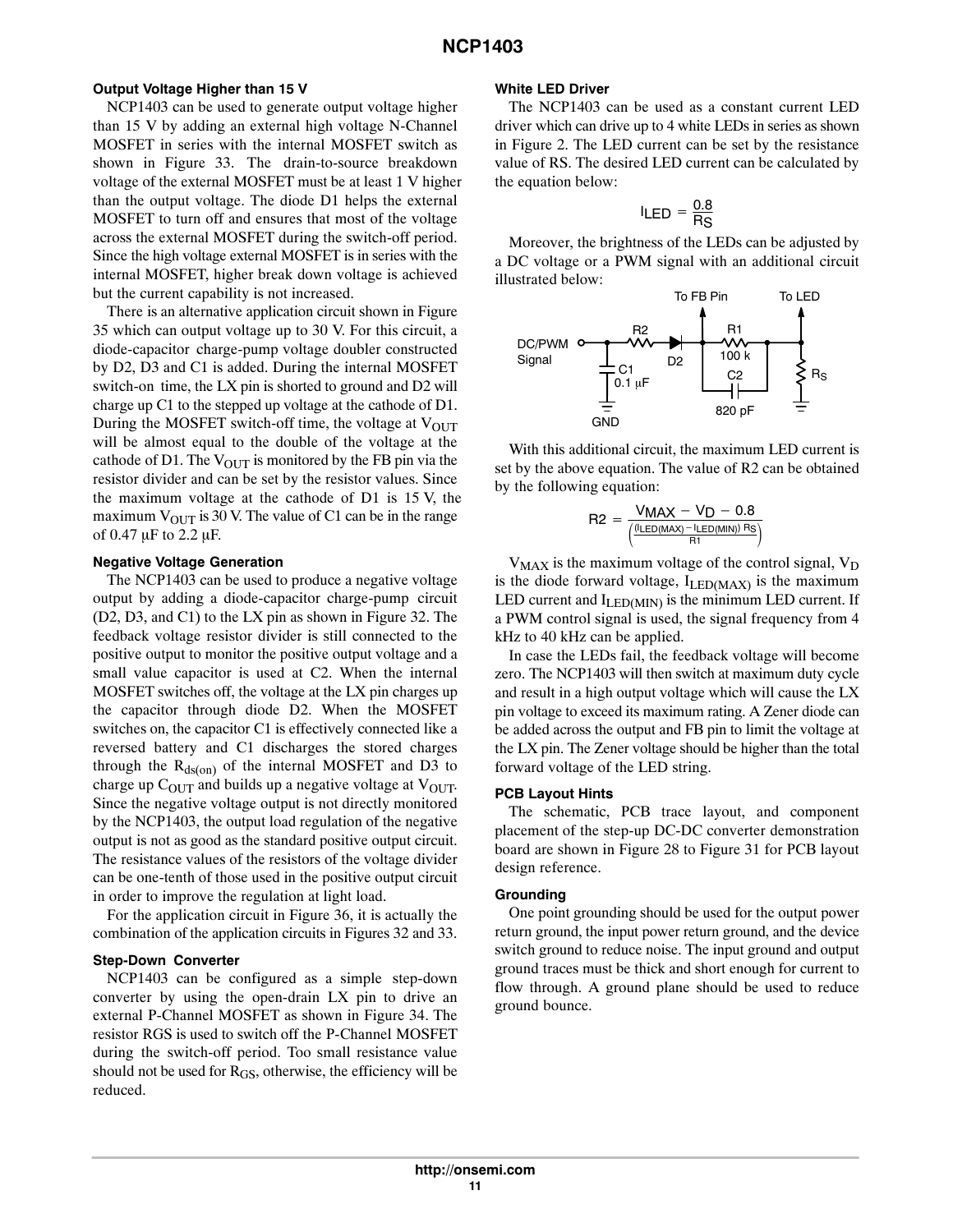### Output Voltage Higher than 15 V

NCP1403 can be used to generate output voltage higher than 15 V by adding an external high voltage N-Channel MOSFET in series with the internal MOSFET switch as shown in Figure 33. The drain-to-source breakdown voltage of the external MOSFET must be at least 1 V higher than the output voltage. The diode D1 helps the external MOSFET to turn off and ensures that most of the voltage across the external MOSFET during the switch-off period. Since the high voltage external MOSFET is in series with the internal MOSFET, higher break down voltage is achieved but the current capability is not increased.

There is an alternative application circuit shown in Figure 35 which can output voltage up to 30 V. For this circuit, a diode-capacitor charge-pump voltage doubler constructed by D2, D3 and C1 is added. During the internal MOSFET switch-on time, the LX pin is shorted to ground and D2 will charge up C1 to the stepped up voltage at the cathode of D1. During the MOSFET switch-off time, the voltage at $V_{OUT}$ will be almost equal to the double of the voltage at the cathode of D1. The $V_{OUT}$ is monitored by the FB pin via the resistor divider and can be set by the resistor values. Since the maximum voltage at the cathode of D1 is 15 V, the maximum $V_{OUT}$ is 30 V. The value of C1 can be in the range of 0.47 μF to 2.2 μF.

### Negative Voltage Generation

The NCP1403 can be used to produce a negative voltage output by adding a diode-capacitor charge-pump circuit (D2, D3, and C1) to the LX pin as shown in Figure 32. The feedback voltage resistor divider is still connected to the positive output to monitor the positive output voltage and a small value capacitor is used at C2. When the internal MOSFET switches off, the voltage at the LX pin charges up the capacitor through diode D2. When the MOSFET switches on, the capacitor C1 is effectively connected like a reversed battery and C1 discharges the stored charges through the $R_{ds(on)}$ of the internal MOSFET and D3 to charge up $C_{OUT}$ and builds up a negative voltage at $V_{OUT}$. Since the negative voltage output is not directly monitored by the NCP1403, the output load regulation of the negative output is not as good as the standard positive output circuit. The resistance values of the resistors of the voltage divider can be one-tenth of those used in the positive output circuit in order to improve the regulation at light load.

For the application circuit in Figure 36, it is actually the combination of the application circuits in Figures 32 and 33.

### Step-Down Converter

NCP1403 can be configured as a simple step-down converter by using the open-drain LX pin to drive an external P-Channel MOSFET as shown in Figure 34. The resistor RGS is used to switch off the P-Channel MOSFET during the switch-off period. Too small resistance value should not be used for $R_{GS}$, otherwise, the efficiency will be reduced.

### White LED Driver

The NCP1403 can be used as a constant current LED driver which can drive up to 4 white LEDs in series as shown in Figure 2. The LED current can be set by the resistance value of RS. The desired LED current can be calculated by the equation below:

$$I_{LED} = \frac{0.8}{R_S}$$

Moreover, the brightness of the LEDs can be adjusted by a DC voltage or a PWM signal with an additional circuit illustrated below:

To FB Pin, To LED, DC/PWM Signal, R2, D2, R1 100 k, C2 820 pF, C1 0.1 μF, $R_S$, GND

With this additional circuit, the maximum LED current is set by the above equation. The value of R2 can be obtained by the following equation:

$$R2 = \frac{V_{MAX} - V_D - 0.8}{\left(\frac{(I_{LED(MAX)} - I_{LED(MIN)})\ R_S}{R1}\right)}$$

$V_{MAX}$ is the maximum voltage of the control signal, $V_D$ is the diode forward voltage, $I_{LED(MAX)}$ is the maximum LED current and $I_{LED(MIN)}$ is the minimum LED current. If a PWM control signal is used, the signal frequency from 4 kHz to 40 kHz can be applied.

In case the LEDs fail, the feedback voltage will become zero. The NCP1403 will then switch at maximum duty cycle and result in a high output voltage which will cause the LX pin voltage to exceed its maximum rating. A Zener diode can be added across the output and FB pin to limit the voltage at the LX pin. The Zener voltage should be higher than the total forward voltage of the LED string.

### PCB Layout Hints

The schematic, PCB trace layout, and component placement of the step-up DC-DC converter demonstration board are shown in Figure 28 to Figure 31 for PCB layout design reference.

### Grounding

One point grounding should be used for the output power return ground, the input power return ground, and the device switch ground to reduce noise. The input ground and output ground traces must be thick and short enough for current to flow through. A ground plane should be used to reduce ground bounce.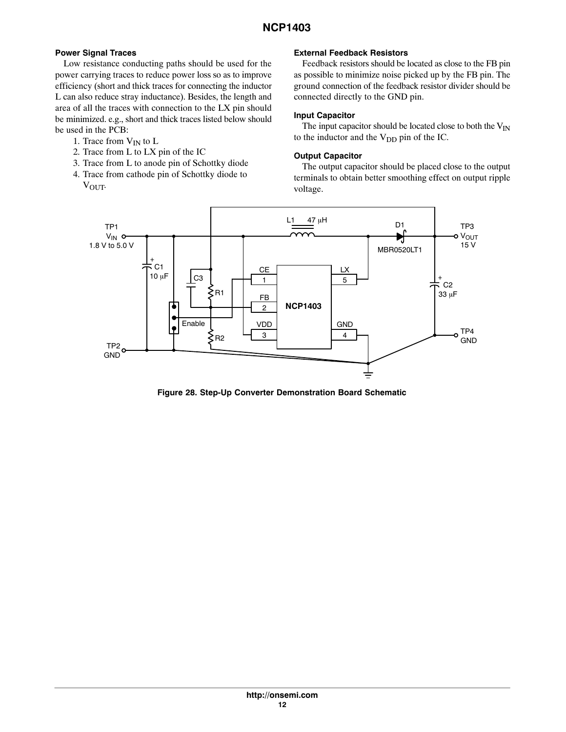### Power Signal Traces

Low resistance conducting paths should be used for the power carrying traces to reduce power loss so as to improve efficiency (short and thick traces for connecting the inductor L can also reduce stray inductance). Besides, the length and area of all the traces with connection to the LX pin should be minimized. e.g., short and thick traces listed below should be used in the PCB:

1. Trace from $V_{IN}$ to L
2. Trace from L to LX pin of the IC
3. Trace from L to anode pin of Schottky diode
4. Trace from cathode pin of Schottky diode to $V_{OUT}$.

### External Feedback Resistors

Feedback resistors should be located as close to the FB pin as possible to minimize noise picked up by the FB pin. The ground connection of the feedback resistor divider should be connected directly to the GND pin.

### Input Capacitor

The input capacitor should be located close to both the $V_{IN}$ to the inductor and the $V_{DD}$ pin of the IC.

### Output Capacitor

The output capacitor should be placed close to the output terminals to obtain better smoothing effect on output ripple voltage.

**Figure 28. Step-Up Converter Demonstration Board Schematic**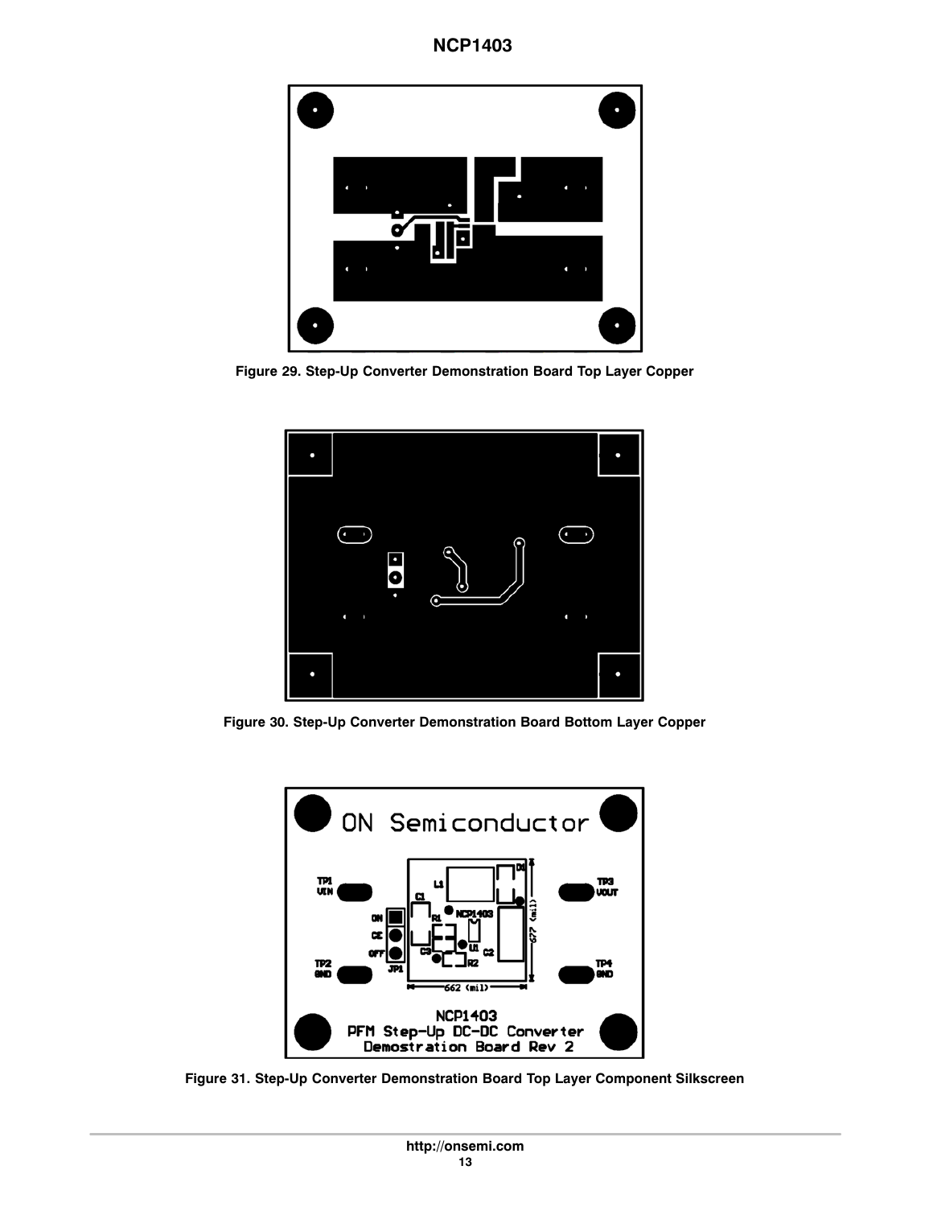Figure 29. Step-Up Converter Demonstration Board Top Layer Copper

Figure 30. Step-Up Converter Demonstration Board Bottom Layer Copper

Figure 31. Step-Up Converter Demonstration Board Top Layer Component Silkscreen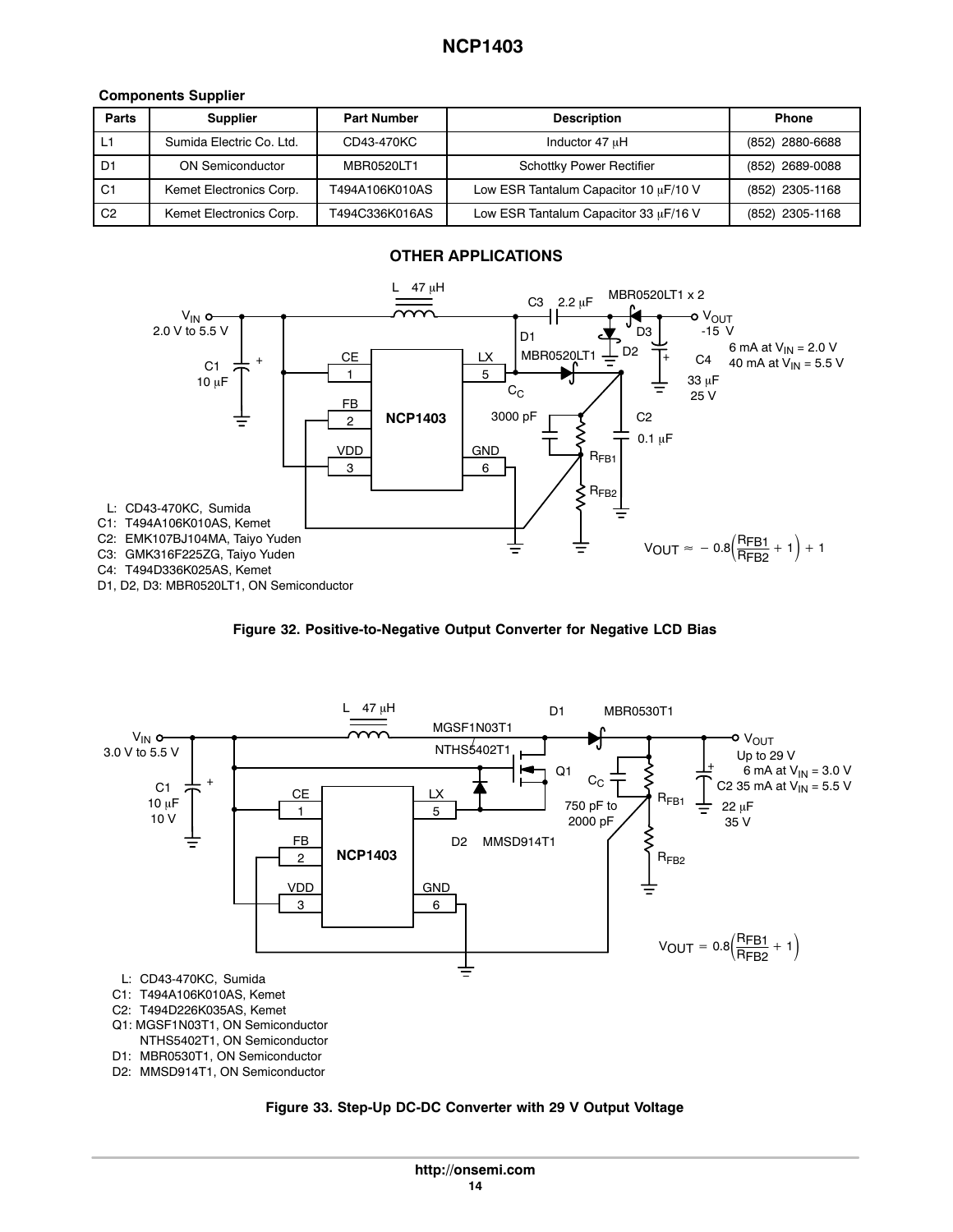**Components Supplier**

| Parts | Supplier | Part Number | Description | Phone |
| --- | --- | --- | --- | --- |
| L1 | Sumida Electric Co. Ltd. | CD43-470KC | Inductor 47 μH | (852) 2880-6688 |
| D1 | ON Semiconductor | MBR0520LT1 | Schottky Power Rectifier | (852) 2689-0088 |
| C1 | Kemet Electronics Corp. | T494A106K010AS | Low ESR Tantalum Capacitor 10 μF/10 V | (852) 2305-1168 |
| C2 | Kemet Electronics Corp. | T494C336K016AS | Low ESR Tantalum Capacitor 33 μF/16 V | (852) 2305-1168 |

## OTHER APPLICATIONS

L: CD43-470KC, Sumida
C1: T494A106K010AS, Kemet
C2: EMK107BJ104MA, Taiyo Yuden
C3: GMK316F225ZG, Taiyo Yuden
C4: T494D336K025AS, Kemet
D1, D2, D3: MBR0520LT1, ON Semiconductor

$$V_{OUT} \approx -0.8\left(\frac{R_{FB1}}{R_{FB2}} + 1\right) + 1$$

**Figure 32. Positive-to-Negative Output Converter for Negative LCD Bias**

L: CD43-470KC, Sumida
C1: T494A106K010AS, Kemet
C2: T494D226K035AS, Kemet
Q1: MGSF1N03T1, ON Semiconductor
NTHS5402T1, ON Semiconductor
D1: MBR0530T1, ON Semiconductor
D2: MMSD914T1, ON Semiconductor

$$V_{OUT} = 0.8\left(\frac{R_{FB1}}{R_{FB2}} + 1\right)$$

**Figure 33. Step-Up DC-DC Converter with 29 V Output Voltage**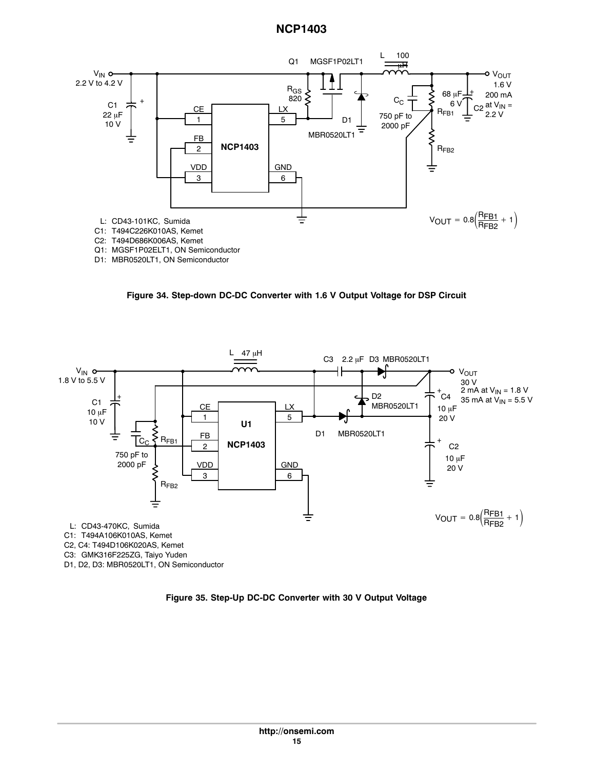L: CD43-101KC, Sumida
C1: T494C226K010AS, Kemet
C2: T494D686K006AS, Kemet
Q1: MGSF1P02ELT1, ON Semiconductor
D1: MBR0520LT1, ON Semiconductor

$$V_{OUT} = 0.8\left(\frac{R_{FB1}}{R_{FB2}} + 1\right)$$

**Figure 34. Step-down DC-DC Converter with 1.6 V Output Voltage for DSP Circuit**

L: CD43-470KC, Sumida
C1: T494A106K010AS, Kemet
C2, C4: T494D106K020AS, Kemet
C3: GMK316F225ZG, Taiyo Yuden
D1, D2, D3: MBR0520LT1, ON Semiconductor

$$V_{OUT} = 0.8\left(\frac{R_{FB1}}{R_{FB2}} + 1\right)$$

**Figure 35. Step-Up DC-DC Converter with 30 V Output Voltage**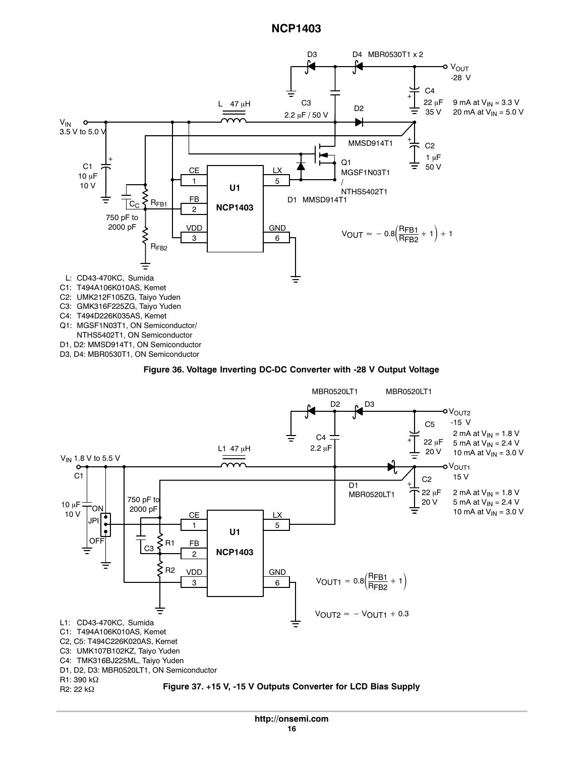L: CD43-470KC, Sumida
C1: T494A106K010AS, Kemet
C2: UMK212F105ZG, Taiyo Yuden
C3: GMK316F225ZG, Taiyo Yuden
C4: T494D226K035AS, Kemet
Q1: MGSF1N03T1, ON Semiconductor/
NTHS5402T1, ON Semiconductor
D1, D2: MMSD914T1, ON Semiconductor
D3, D4: MBR0530T1, ON Semiconductor

$$V_{OUT} \approx -0.8\left(\frac{R_{FB1}}{R_{FB2}} + 1\right) + 1$$

**Figure 36. Voltage Inverting DC-DC Converter with -28 V Output Voltage**

L1: CD43-470KC, Sumida
C1: T494A106K010AS, Kemet
C2, C5: T494C226K020AS, Kemet
C3: UMK107B102KZ, Taiyo Yuden
C4: TMK316BJ225ML, Taiyo Yuden
D1, D2, D3: MBR0520LT1, ON Semiconductor
R1: 390 kΩ
R2: 22 kΩ

$$V_{OUT1} = 0.8\left(\frac{R_{FB1}}{R_{FB2}} + 1\right)$$

$$V_{OUT2} \approx -V_{OUT1} + 0.3$$

**Figure 37. +15 V, -15 V Outputs Converter for LCD Bias Supply**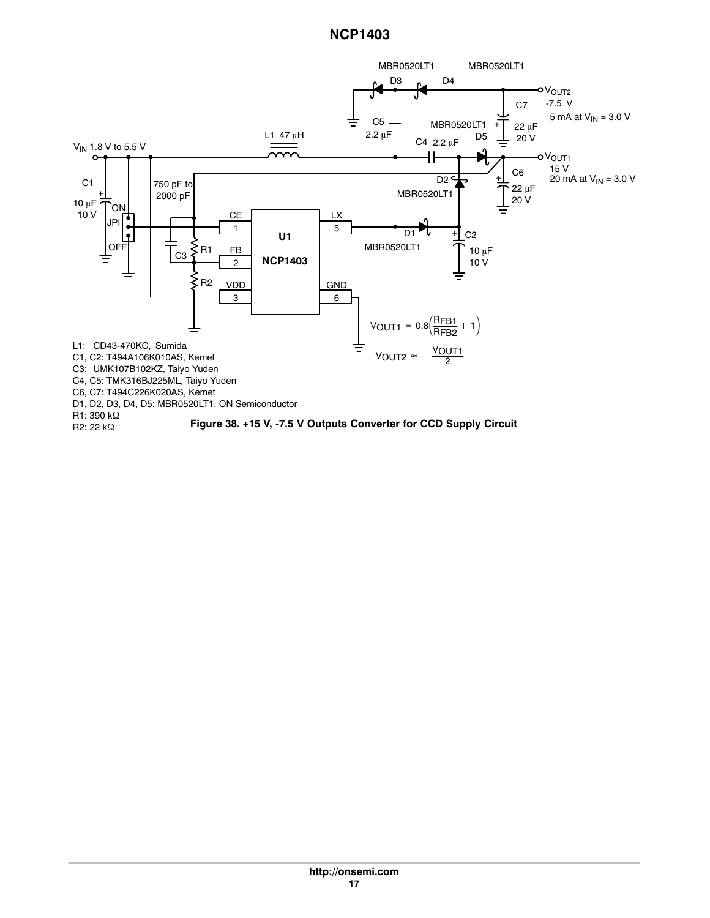L1: CD43-470KC, Sumida
C1, C2: T494A106K010AS, Kemet
C3: UMK107B102KZ, Taiyo Yuden
C4, C5: TMK316BJ225ML, Taiyo Yuden
C6, C7: T494C226K020AS, Kemet
D1, D2, D3, D4, D5: MBR0520LT1, ON Semiconductor
R1: 390 kΩ
R2: 22 kΩ

$$V_{OUT1} = 0.8\left(\frac{R_{FB1}}{R_{FB2}} + 1\right)$$

$$V_{OUT2} \approx -\frac{V_{OUT1}}{2}$$

**Figure 38. +15 V, -7.5 V Outputs Converter for CCD Supply Circuit**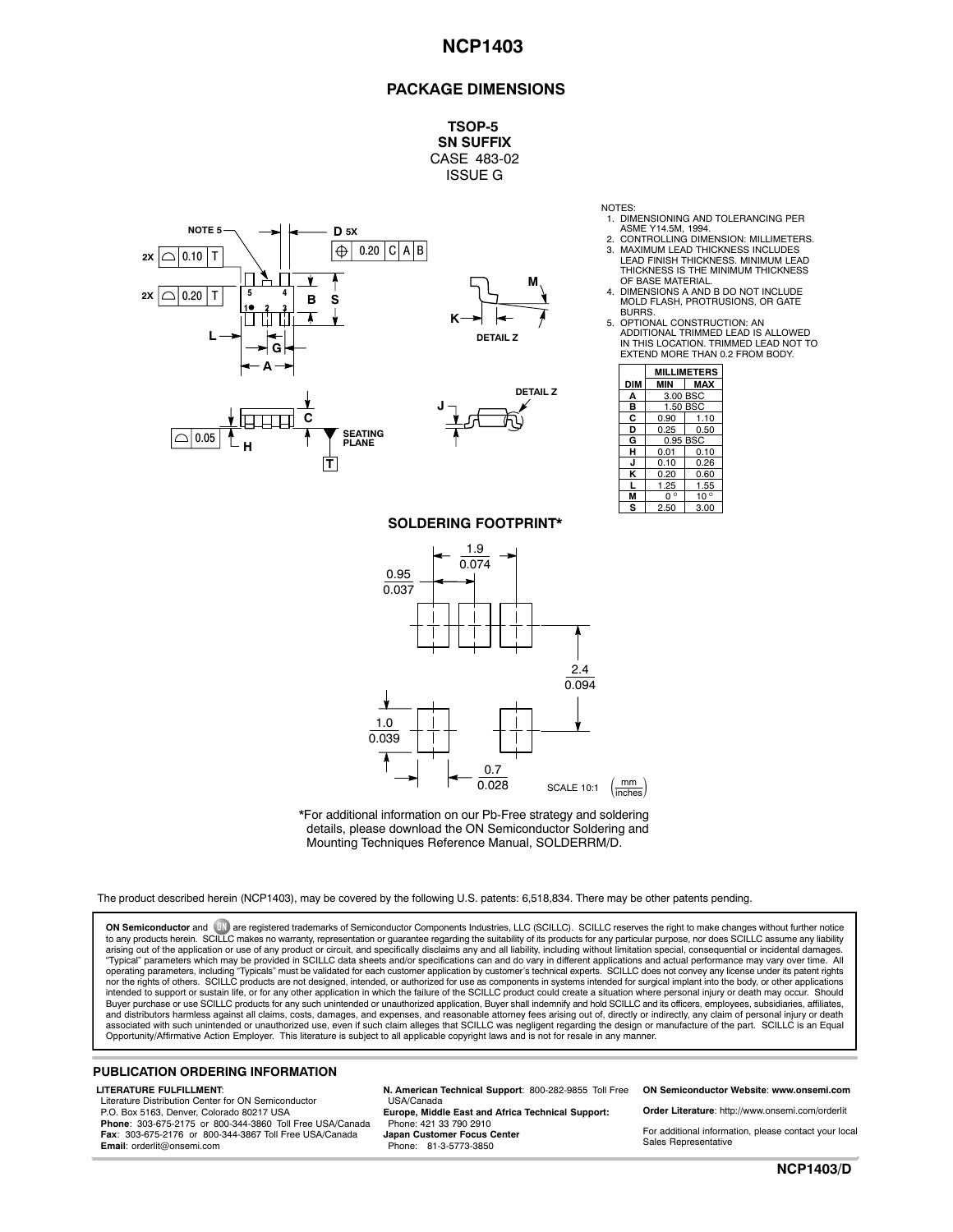## PACKAGE DIMENSIONS

**TSOP-5**
**SN SUFFIX**
CASE 483-02
ISSUE G

NOTE 5

D 5X

2X 0.10 T

0.20 C A B

2X 0.20 T

B S

L

G

A

DETAIL Z

M

K

J

DETAIL Z

C

0.05

H

SEATING PLANE

T

NOTES:
1. DIMENSIONING AND TOLERANCING PER ASME Y14.5M, 1994.
2. CONTROLLING DIMENSION: MILLIMETERS.
3. MAXIMUM LEAD THICKNESS INCLUDES LEAD FINISH THICKNESS. MINIMUM LEAD THICKNESS IS THE MINIMUM THICKNESS OF BASE MATERIAL.
4. DIMENSIONS A AND B DO NOT INCLUDE MOLD FLASH, PROTRUSIONS, OR GATE BURRS.
5. OPTIONAL CONSTRUCTION: AN ADDITIONAL TRIMMED LEAD IS ALLOWED IN THIS LOCATION. TRIMMED LEAD NOT TO EXTEND MORE THAN 0.2 FROM BODY.

| | MILLIMETERS | |
|---|---|---|
| DIM | MIN | MAX |
| A | 3.00 BSC | |
| B | 1.50 BSC | |
| C | 0.90 | 1.10 |
| D | 0.25 | 0.50 |
| G | 0.95 BSC | |
| H | 0.01 | 0.10 |
| J | 0.10 | 0.26 |
| K | 0.20 | 0.60 |
| L | 1.25 | 1.55 |
| M | 0 ° | 10 ° |
| S | 2.50 | 3.00 |

## SOLDERING FOOTPRINT*

1.9
0.074

0.95
0.037

2.4
0.094

1.0
0.039

0.7
0.028

SCALE 10:1 (mm / inches)

*For additional information on our Pb-Free strategy and soldering details, please download the ON Semiconductor Soldering and Mounting Techniques Reference Manual, SOLDERRM/D.

The product described herein (NCP1403), may be covered by the following U.S. patents: 6,518,834. There may be other patents pending.

**ON Semiconductor** and ON are registered trademarks of Semiconductor Components Industries, LLC (SCILLC). SCILLC reserves the right to make changes without further notice to any products herein. SCILLC makes no warranty, representation or guarantee regarding the suitability of its products for any particular purpose, nor does SCILLC assume any liability arising out of the application or use of any product or circuit, and specifically disclaims any and all liability, including without limitation special, consequential or incidental damages. "Typical" parameters which may be provided in SCILLC data sheets and/or specifications can and do vary in different applications and actual performance may vary over time. All operating parameters, including "Typicals" must be validated for each customer application by customer's technical experts. SCILLC does not convey any license under its patent rights nor the rights of others. SCILLC products are not designed, intended, or authorized for use as components in systems intended for surgical implant into the body, or other applications intended to support or sustain life, or for any other application in which the failure of the SCILLC product could create a situation where personal injury or death may occur. Should Buyer purchase or use SCILLC products for any such unintended or unauthorized application, Buyer shall indemnify and hold SCILLC and its officers, employees, subsidiaries, affiliates, and distributors harmless against all claims, costs, damages, and expenses, and reasonable attorney fees arising out of, directly or indirectly, any claim of personal injury or death associated with such unintended or unauthorized use, even if such claim alleges that SCILLC was negligent regarding the design or manufacture of the part. SCILLC is an Equal Opportunity/Affirmative Action Employer. This literature is subject to all applicable copyright laws and is not for resale in any manner.

### PUBLICATION ORDERING INFORMATION

**LITERATURE FULFILLMENT**:
Literature Distribution Center for ON Semiconductor
P.O. Box 5163, Denver, Colorado 80217 USA
**Phone**: 303-675-2175 or 800-344-3860 Toll Free USA/Canada
**Fax**: 303-675-2176 or 800-344-3867 Toll Free USA/Canada
**Email**: orderlit@onsemi.com

**N. American Technical Support**: 800-282-9855 Toll Free USA/Canada
**Europe, Middle East and Africa Technical Support:**
Phone: 421 33 790 2910
**Japan Customer Focus Center**
Phone: 81-3-5773-3850

**ON Semiconductor Website**: **www.onsemi.com**

**Order Literature**: http://www.onsemi.com/orderlit

For additional information, please contact your local Sales Representative

**NCP1403/D**